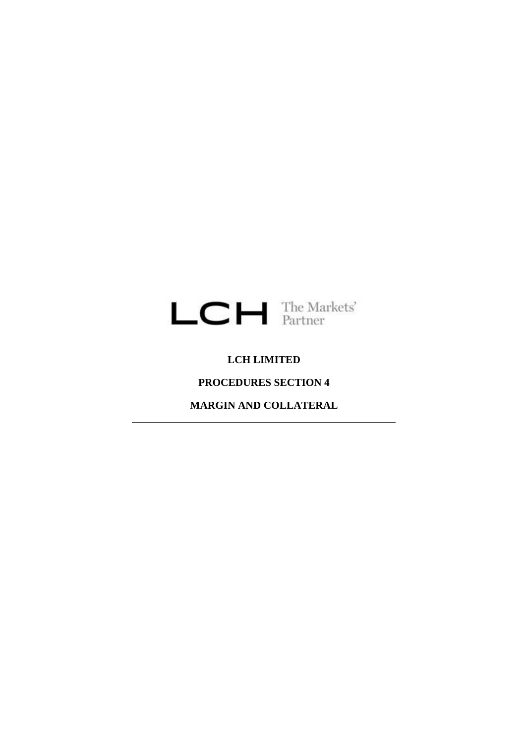LCH The Markets' Partner

**LCH LIMITED**

**PROCEDURES SECTION 4**

**MARGIN AND COLLATERAL**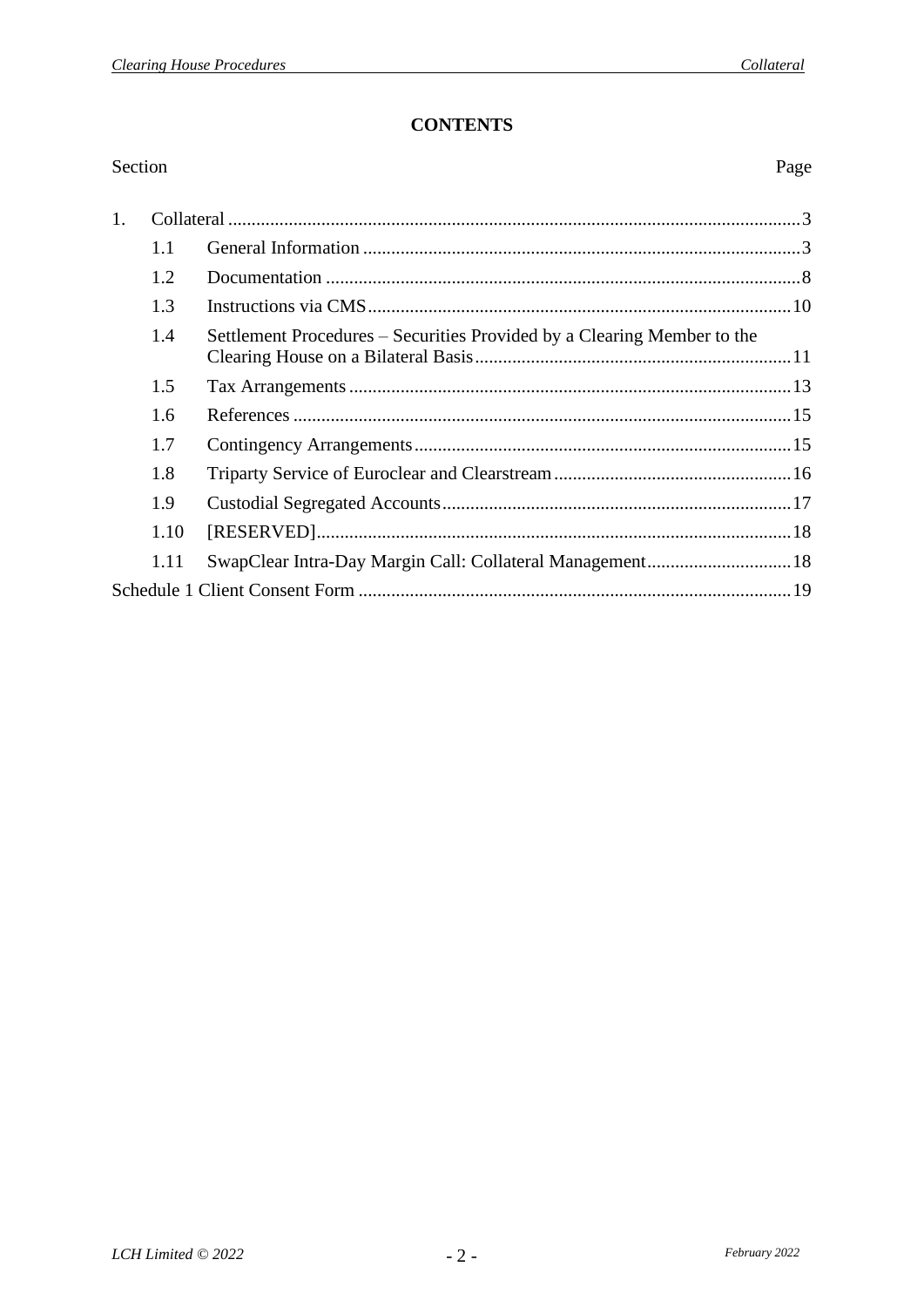**CONTENTS**

| Section | | | Page |
|---|---|---|---|
| 1. | Collateral | | 3 |
| | 1.1 | General Information | 3 |
| | 1.2 | Documentation | 8 |
| | 1.3 | Instructions via CMS | 10 |
| | 1.4 | Settlement Procedures – Securities Provided by a Clearing Member to the Clearing House on a Bilateral Basis | 11 |
| | 1.5 | Tax Arrangements | 13 |
| | 1.6 | References | 15 |
| | 1.7 | Contingency Arrangements | 15 |
| | 1.8 | Triparty Service of Euroclear and Clearstream | 16 |
| | 1.9 | Custodial Segregated Accounts | 17 |
| | 1.10 | [RESERVED] | 18 |
| | 1.11 | SwapClear Intra-Day Margin Call: Collateral Management | 18 |
| Schedule 1 Client Consent Form | | | 19 |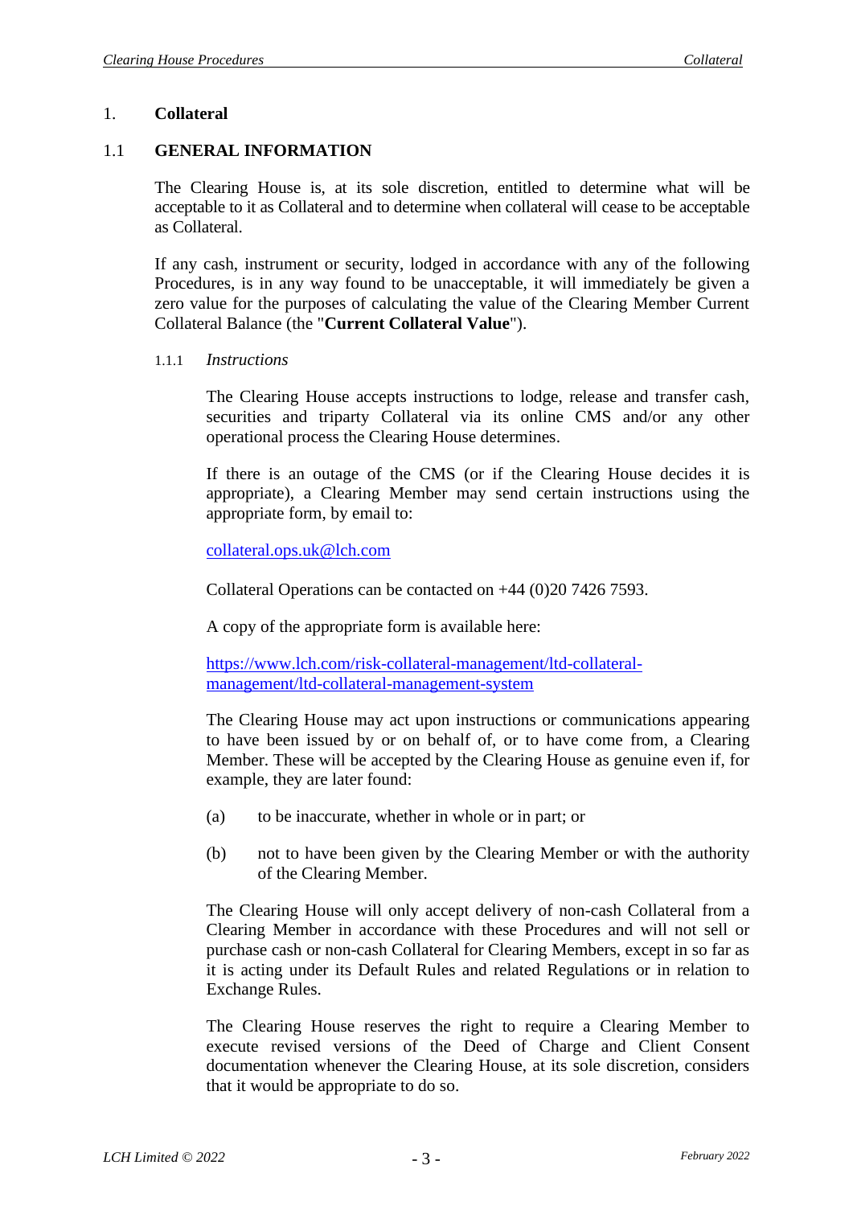# 1. Collateral

## 1.1 GENERAL INFORMATION

The Clearing House is, at its sole discretion, entitled to determine what will be acceptable to it as Collateral and to determine when collateral will cease to be acceptable as Collateral.

If any cash, instrument or security, lodged in accordance with any of the following Procedures, is in any way found to be unacceptable, it will immediately be given a zero value for the purposes of calculating the value of the Clearing Member Current Collateral Balance (the "**Current Collateral Value**").

### 1.1.1 *Instructions*

The Clearing House accepts instructions to lodge, release and transfer cash, securities and triparty Collateral via its online CMS and/or any other operational process the Clearing House determines.

If there is an outage of the CMS (or if the Clearing House decides it is appropriate), a Clearing Member may send certain instructions using the appropriate form, by email to:

collateral.ops.uk@lch.com

Collateral Operations can be contacted on +44 (0)20 7426 7593.

A copy of the appropriate form is available here:

https://www.lch.com/risk-collateral-management/ltd-collateral-management/ltd-collateral-management-system

The Clearing House may act upon instructions or communications appearing to have been issued by or on behalf of, or to have come from, a Clearing Member. These will be accepted by the Clearing House as genuine even if, for example, they are later found:

(a) to be inaccurate, whether in whole or in part; or

(b) not to have been given by the Clearing Member or with the authority of the Clearing Member.

The Clearing House will only accept delivery of non-cash Collateral from a Clearing Member in accordance with these Procedures and will not sell or purchase cash or non-cash Collateral for Clearing Members, except in so far as it is acting under its Default Rules and related Regulations or in relation to Exchange Rules.

The Clearing House reserves the right to require a Clearing Member to execute revised versions of the Deed of Charge and Client Consent documentation whenever the Clearing House, at its sole discretion, considers that it would be appropriate to do so.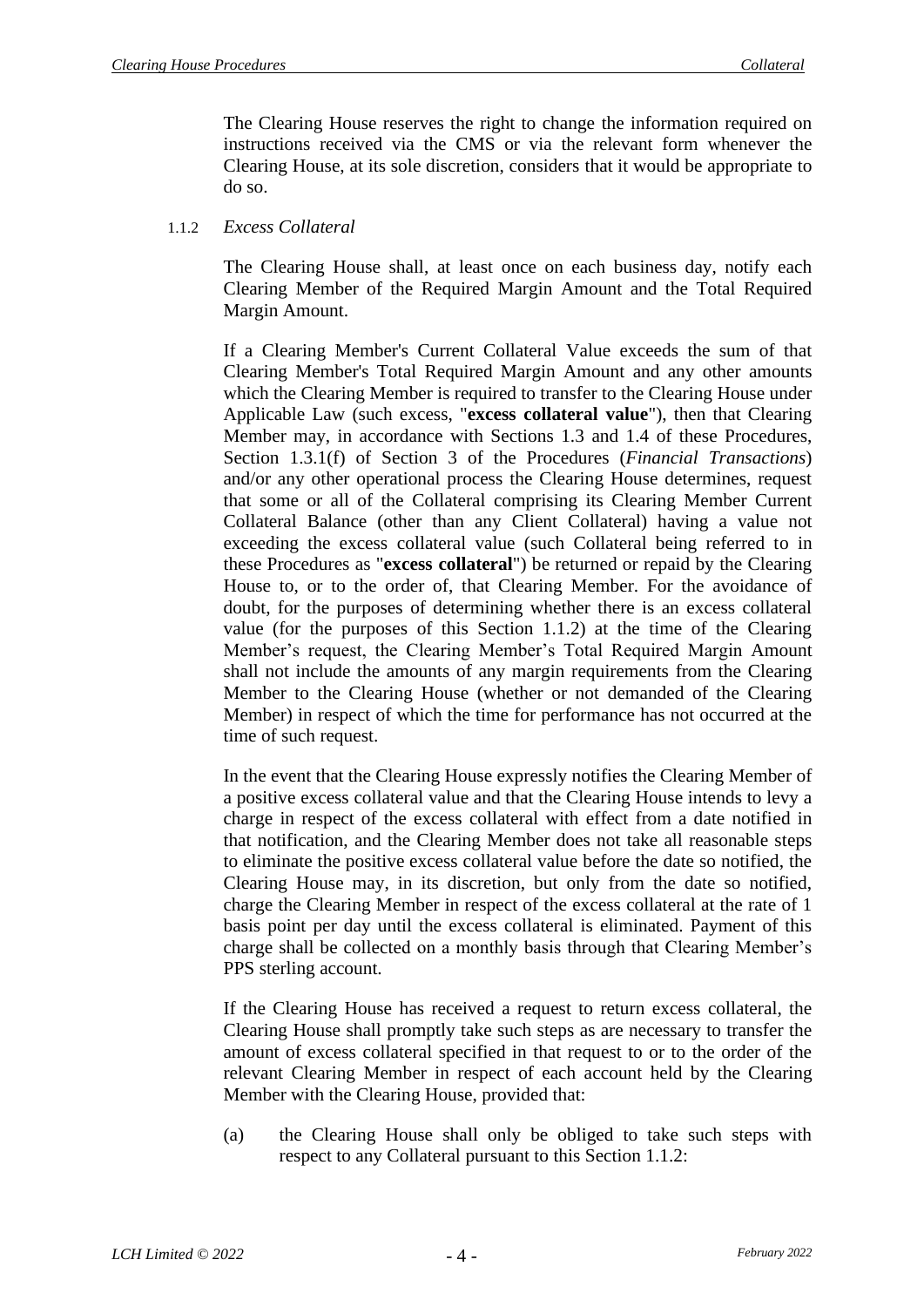The Clearing House reserves the right to change the information required on instructions received via the CMS or via the relevant form whenever the Clearing House, at its sole discretion, considers that it would be appropriate to do so.

#### 1.1.2 *Excess Collateral*

The Clearing House shall, at least once on each business day, notify each Clearing Member of the Required Margin Amount and the Total Required Margin Amount.

If a Clearing Member's Current Collateral Value exceeds the sum of that Clearing Member's Total Required Margin Amount and any other amounts which the Clearing Member is required to transfer to the Clearing House under Applicable Law (such excess, "**excess collateral value**"), then that Clearing Member may, in accordance with Sections 1.3 and 1.4 of these Procedures, Section 1.3.1(f) of Section 3 of the Procedures (*Financial Transactions*) and/or any other operational process the Clearing House determines, request that some or all of the Collateral comprising its Clearing Member Current Collateral Balance (other than any Client Collateral) having a value not exceeding the excess collateral value (such Collateral being referred to in these Procedures as "**excess collateral**") be returned or repaid by the Clearing House to, or to the order of, that Clearing Member. For the avoidance of doubt, for the purposes of determining whether there is an excess collateral value (for the purposes of this Section 1.1.2) at the time of the Clearing Member's request, the Clearing Member's Total Required Margin Amount shall not include the amounts of any margin requirements from the Clearing Member to the Clearing House (whether or not demanded of the Clearing Member) in respect of which the time for performance has not occurred at the time of such request.

In the event that the Clearing House expressly notifies the Clearing Member of a positive excess collateral value and that the Clearing House intends to levy a charge in respect of the excess collateral with effect from a date notified in that notification, and the Clearing Member does not take all reasonable steps to eliminate the positive excess collateral value before the date so notified, the Clearing House may, in its discretion, but only from the date so notified, charge the Clearing Member in respect of the excess collateral at the rate of 1 basis point per day until the excess collateral is eliminated. Payment of this charge shall be collected on a monthly basis through that Clearing Member's PPS sterling account.

If the Clearing House has received a request to return excess collateral, the Clearing House shall promptly take such steps as are necessary to transfer the amount of excess collateral specified in that request to or to the order of the relevant Clearing Member in respect of each account held by the Clearing Member with the Clearing House, provided that:

(a) the Clearing House shall only be obliged to take such steps with respect to any Collateral pursuant to this Section 1.1.2: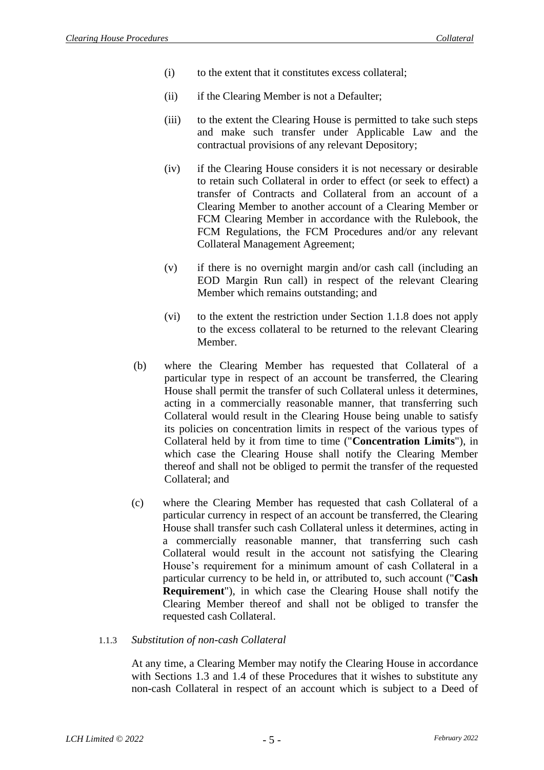(i) to the extent that it constitutes excess collateral;

(ii) if the Clearing Member is not a Defaulter;

(iii) to the extent the Clearing House is permitted to take such steps and make such transfer under Applicable Law and the contractual provisions of any relevant Depository;

(iv) if the Clearing House considers it is not necessary or desirable to retain such Collateral in order to effect (or seek to effect) a transfer of Contracts and Collateral from an account of a Clearing Member to another account of a Clearing Member or FCM Clearing Member in accordance with the Rulebook, the FCM Regulations, the FCM Procedures and/or any relevant Collateral Management Agreement;

(v) if there is no overnight margin and/or cash call (including an EOD Margin Run call) in respect of the relevant Clearing Member which remains outstanding; and

(vi) to the extent the restriction under Section 1.1.8 does not apply to the excess collateral to be returned to the relevant Clearing Member.

(b) where the Clearing Member has requested that Collateral of a particular type in respect of an account be transferred, the Clearing House shall permit the transfer of such Collateral unless it determines, acting in a commercially reasonable manner, that transferring such Collateral would result in the Clearing House being unable to satisfy its policies on concentration limits in respect of the various types of Collateral held by it from time to time ("**Concentration Limits**"), in which case the Clearing House shall notify the Clearing Member thereof and shall not be obliged to permit the transfer of the requested Collateral; and

(c) where the Clearing Member has requested that cash Collateral of a particular currency in respect of an account be transferred, the Clearing House shall transfer such cash Collateral unless it determines, acting in a commercially reasonable manner, that transferring such cash Collateral would result in the account not satisfying the Clearing House's requirement for a minimum amount of cash Collateral in a particular currency to be held in, or attributed to, such account ("**Cash Requirement**"), in which case the Clearing House shall notify the Clearing Member thereof and shall not be obliged to transfer the requested cash Collateral.

1.1.3 *Substitution of non-cash Collateral*

At any time, a Clearing Member may notify the Clearing House in accordance with Sections 1.3 and 1.4 of these Procedures that it wishes to substitute any non-cash Collateral in respect of an account which is subject to a Deed of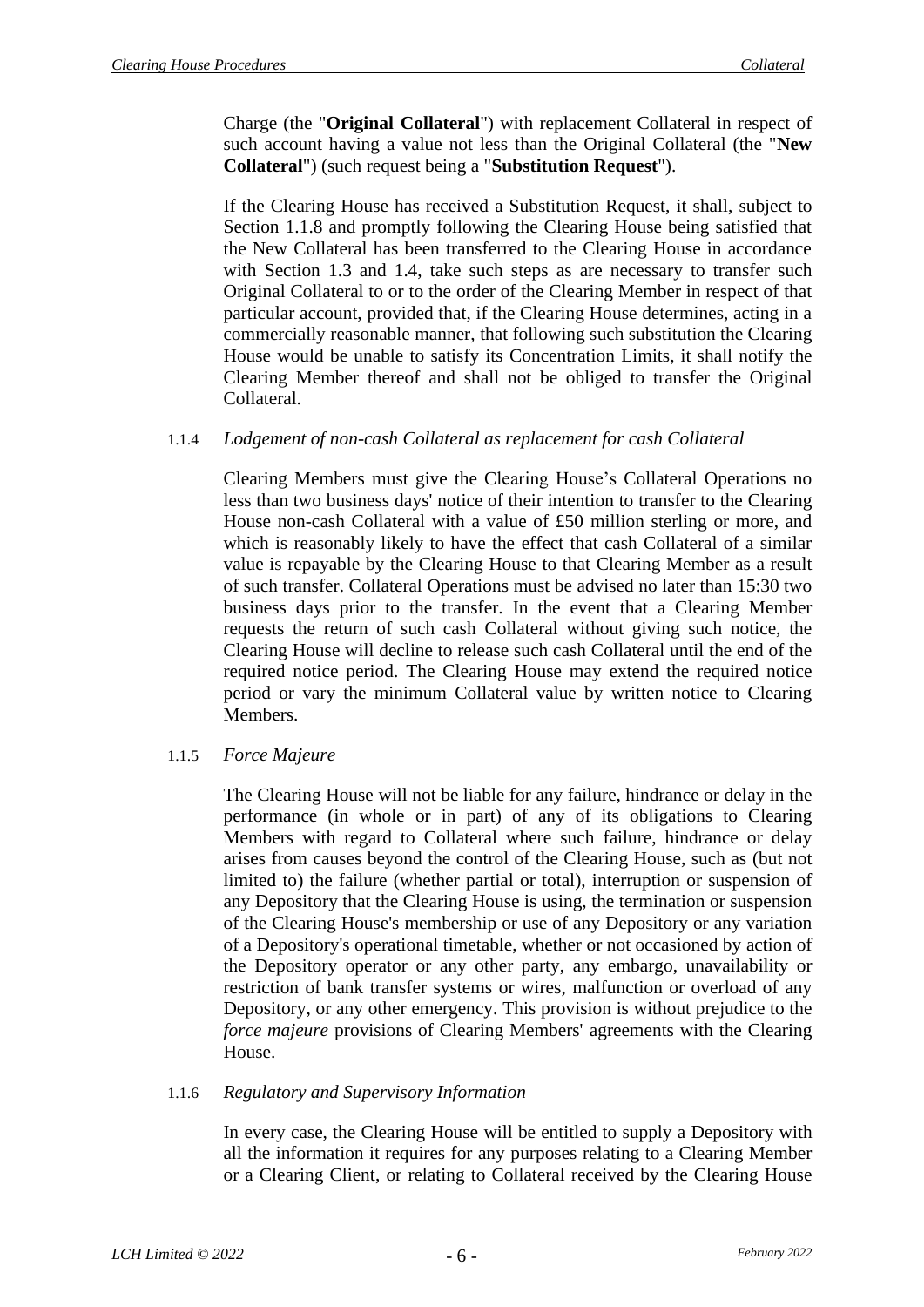Charge (the "**Original Collateral**") with replacement Collateral in respect of such account having a value not less than the Original Collateral (the "**New Collateral**") (such request being a "**Substitution Request**").

If the Clearing House has received a Substitution Request, it shall, subject to Section 1.1.8 and promptly following the Clearing House being satisfied that the New Collateral has been transferred to the Clearing House in accordance with Section 1.3 and 1.4, take such steps as are necessary to transfer such Original Collateral to or to the order of the Clearing Member in respect of that particular account, provided that, if the Clearing House determines, acting in a commercially reasonable manner, that following such substitution the Clearing House would be unable to satisfy its Concentration Limits, it shall notify the Clearing Member thereof and shall not be obliged to transfer the Original Collateral.

1.1.4 *Lodgement of non-cash Collateral as replacement for cash Collateral*

Clearing Members must give the Clearing House's Collateral Operations no less than two business days' notice of their intention to transfer to the Clearing House non-cash Collateral with a value of £50 million sterling or more, and which is reasonably likely to have the effect that cash Collateral of a similar value is repayable by the Clearing House to that Clearing Member as a result of such transfer. Collateral Operations must be advised no later than 15:30 two business days prior to the transfer. In the event that a Clearing Member requests the return of such cash Collateral without giving such notice, the Clearing House will decline to release such cash Collateral until the end of the required notice period. The Clearing House may extend the required notice period or vary the minimum Collateral value by written notice to Clearing Members.

1.1.5 *Force Majeure*

The Clearing House will not be liable for any failure, hindrance or delay in the performance (in whole or in part) of any of its obligations to Clearing Members with regard to Collateral where such failure, hindrance or delay arises from causes beyond the control of the Clearing House, such as (but not limited to) the failure (whether partial or total), interruption or suspension of any Depository that the Clearing House is using, the termination or suspension of the Clearing House's membership or use of any Depository or any variation of a Depository's operational timetable, whether or not occasioned by action of the Depository operator or any other party, any embargo, unavailability or restriction of bank transfer systems or wires, malfunction or overload of any Depository, or any other emergency. This provision is without prejudice to the *force majeure* provisions of Clearing Members' agreements with the Clearing House.

1.1.6 *Regulatory and Supervisory Information*

In every case, the Clearing House will be entitled to supply a Depository with all the information it requires for any purposes relating to a Clearing Member or a Clearing Client, or relating to Collateral received by the Clearing House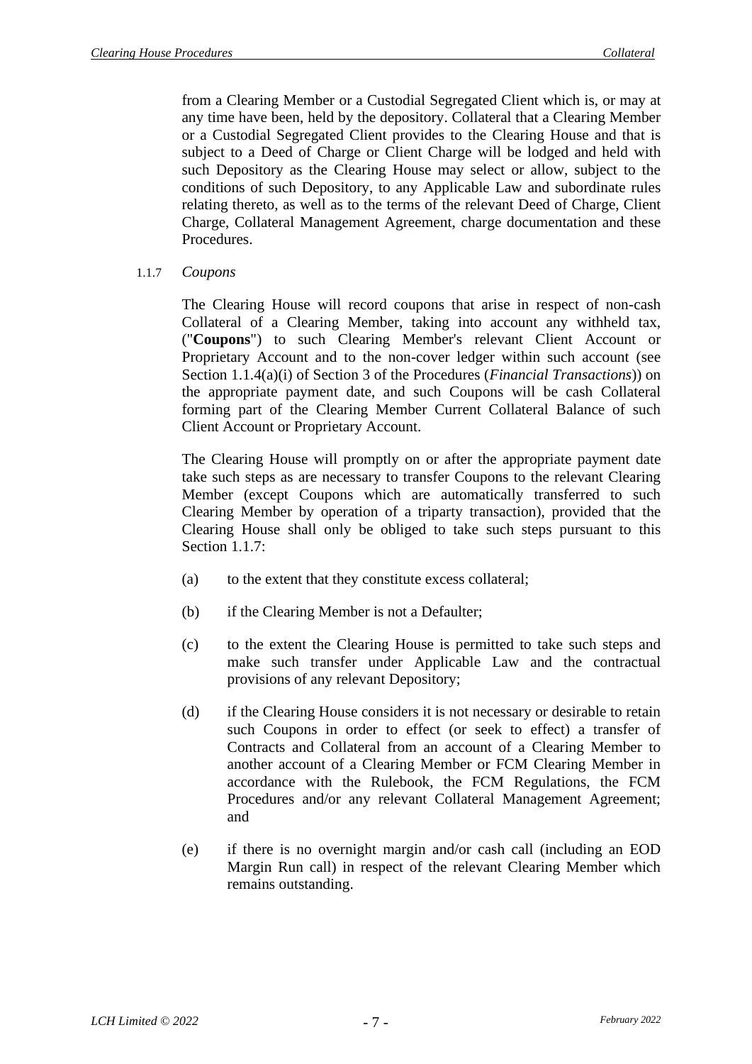from a Clearing Member or a Custodial Segregated Client which is, or may at any time have been, held by the depository. Collateral that a Clearing Member or a Custodial Segregated Client provides to the Clearing House and that is subject to a Deed of Charge or Client Charge will be lodged and held with such Depository as the Clearing House may select or allow, subject to the conditions of such Depository, to any Applicable Law and subordinate rules relating thereto, as well as to the terms of the relevant Deed of Charge, Client Charge, Collateral Management Agreement, charge documentation and these Procedures.

#### 1.1.7 *Coupons*

The Clearing House will record coupons that arise in respect of non-cash Collateral of a Clearing Member, taking into account any withheld tax, ("**Coupons**") to such Clearing Member's relevant Client Account or Proprietary Account and to the non-cover ledger within such account (see Section 1.1.4(a)(i) of Section 3 of the Procedures (*Financial Transactions*)) on the appropriate payment date, and such Coupons will be cash Collateral forming part of the Clearing Member Current Collateral Balance of such Client Account or Proprietary Account.

The Clearing House will promptly on or after the appropriate payment date take such steps as are necessary to transfer Coupons to the relevant Clearing Member (except Coupons which are automatically transferred to such Clearing Member by operation of a triparty transaction), provided that the Clearing House shall only be obliged to take such steps pursuant to this Section 1.1.7:

(a) to the extent that they constitute excess collateral;

(b) if the Clearing Member is not a Defaulter;

(c) to the extent the Clearing House is permitted to take such steps and make such transfer under Applicable Law and the contractual provisions of any relevant Depository;

(d) if the Clearing House considers it is not necessary or desirable to retain such Coupons in order to effect (or seek to effect) a transfer of Contracts and Collateral from an account of a Clearing Member to another account of a Clearing Member or FCM Clearing Member in accordance with the Rulebook, the FCM Regulations, the FCM Procedures and/or any relevant Collateral Management Agreement; and

(e) if there is no overnight margin and/or cash call (including an EOD Margin Run call) in respect of the relevant Clearing Member which remains outstanding.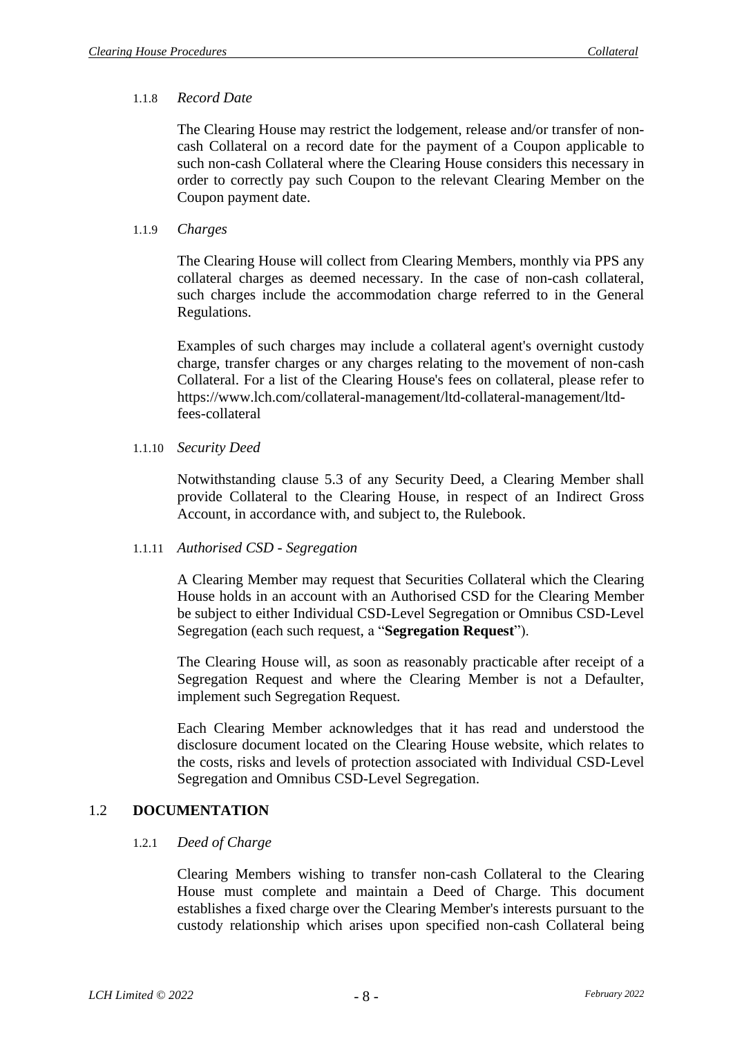#### 1.1.8 *Record Date*

The Clearing House may restrict the lodgement, release and/or transfer of non-cash Collateral on a record date for the payment of a Coupon applicable to such non-cash Collateral where the Clearing House considers this necessary in order to correctly pay such Coupon to the relevant Clearing Member on the Coupon payment date.

#### 1.1.9 *Charges*

The Clearing House will collect from Clearing Members, monthly via PPS any collateral charges as deemed necessary. In the case of non-cash collateral, such charges include the accommodation charge referred to in the General Regulations.

Examples of such charges may include a collateral agent's overnight custody charge, transfer charges or any charges relating to the movement of non-cash Collateral. For a list of the Clearing House's fees on collateral, please refer to https://www.lch.com/collateral-management/ltd-collateral-management/ltd-fees-collateral

#### 1.1.10 *Security Deed*

Notwithstanding clause 5.3 of any Security Deed, a Clearing Member shall provide Collateral to the Clearing House, in respect of an Indirect Gross Account, in accordance with, and subject to, the Rulebook.

#### 1.1.11 *Authorised CSD - Segregation*

A Clearing Member may request that Securities Collateral which the Clearing House holds in an account with an Authorised CSD for the Clearing Member be subject to either Individual CSD-Level Segregation or Omnibus CSD-Level Segregation (each such request, a "**Segregation Request**").

The Clearing House will, as soon as reasonably practicable after receipt of a Segregation Request and where the Clearing Member is not a Defaulter, implement such Segregation Request.

Each Clearing Member acknowledges that it has read and understood the disclosure document located on the Clearing House website, which relates to the costs, risks and levels of protection associated with Individual CSD-Level Segregation and Omnibus CSD-Level Segregation.

### 1.2 DOCUMENTATION

#### 1.2.1 *Deed of Charge*

Clearing Members wishing to transfer non-cash Collateral to the Clearing House must complete and maintain a Deed of Charge. This document establishes a fixed charge over the Clearing Member's interests pursuant to the custody relationship which arises upon specified non-cash Collateral being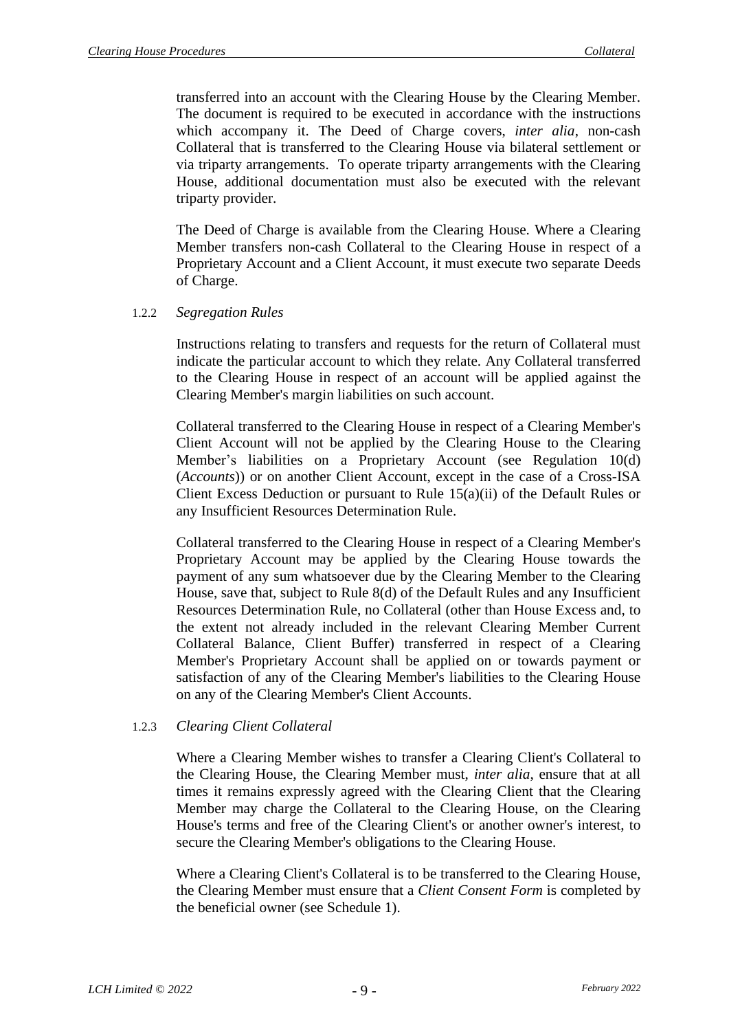transferred into an account with the Clearing House by the Clearing Member. The document is required to be executed in accordance with the instructions which accompany it. The Deed of Charge covers, *inter alia*, non-cash Collateral that is transferred to the Clearing House via bilateral settlement or via triparty arrangements. To operate triparty arrangements with the Clearing House, additional documentation must also be executed with the relevant triparty provider.

The Deed of Charge is available from the Clearing House. Where a Clearing Member transfers non-cash Collateral to the Clearing House in respect of a Proprietary Account and a Client Account, it must execute two separate Deeds of Charge.

#### 1.2.2 *Segregation Rules*

Instructions relating to transfers and requests for the return of Collateral must indicate the particular account to which they relate. Any Collateral transferred to the Clearing House in respect of an account will be applied against the Clearing Member's margin liabilities on such account.

Collateral transferred to the Clearing House in respect of a Clearing Member's Client Account will not be applied by the Clearing House to the Clearing Member's liabilities on a Proprietary Account (see Regulation 10(d) (*Accounts*)) or on another Client Account, except in the case of a Cross-ISA Client Excess Deduction or pursuant to Rule 15(a)(ii) of the Default Rules or any Insufficient Resources Determination Rule.

Collateral transferred to the Clearing House in respect of a Clearing Member's Proprietary Account may be applied by the Clearing House towards the payment of any sum whatsoever due by the Clearing Member to the Clearing House, save that, subject to Rule 8(d) of the Default Rules and any Insufficient Resources Determination Rule, no Collateral (other than House Excess and, to the extent not already included in the relevant Clearing Member Current Collateral Balance, Client Buffer) transferred in respect of a Clearing Member's Proprietary Account shall be applied on or towards payment or satisfaction of any of the Clearing Member's liabilities to the Clearing House on any of the Clearing Member's Client Accounts.

#### 1.2.3 *Clearing Client Collateral*

Where a Clearing Member wishes to transfer a Clearing Client's Collateral to the Clearing House, the Clearing Member must, *inter alia*, ensure that at all times it remains expressly agreed with the Clearing Client that the Clearing Member may charge the Collateral to the Clearing House, on the Clearing House's terms and free of the Clearing Client's or another owner's interest, to secure the Clearing Member's obligations to the Clearing House.

Where a Clearing Client's Collateral is to be transferred to the Clearing House, the Clearing Member must ensure that a *Client Consent Form* is completed by the beneficial owner (see Schedule 1).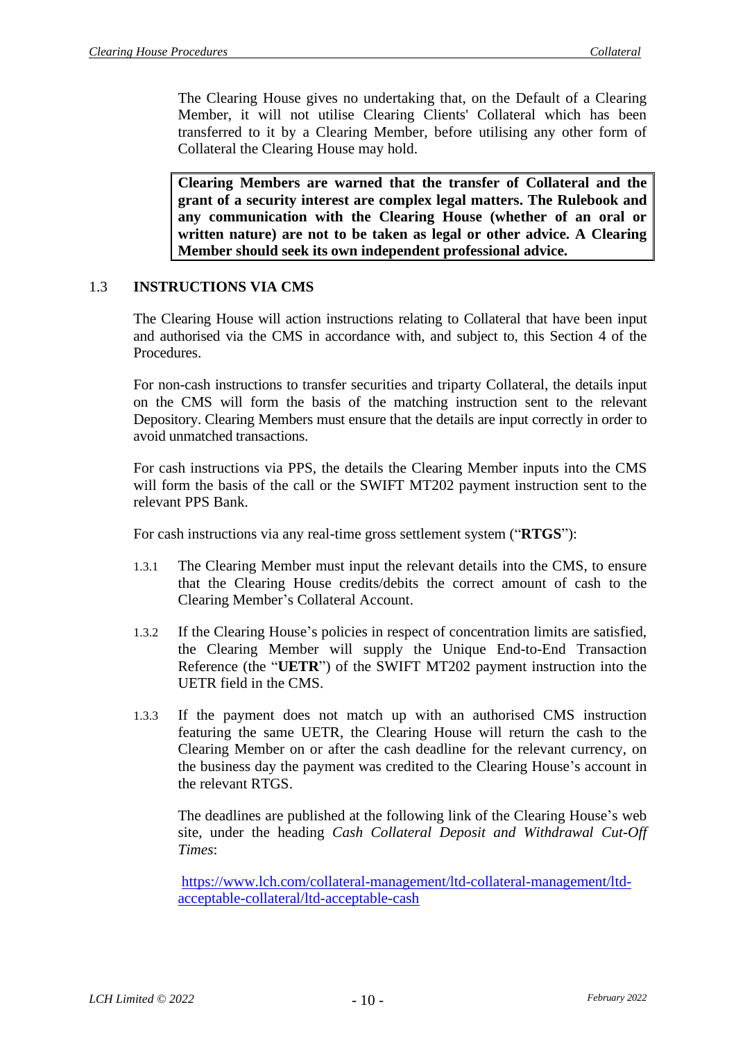The Clearing House gives no undertaking that, on the Default of a Clearing Member, it will not utilise Clearing Clients' Collateral which has been transferred to it by a Clearing Member, before utilising any other form of Collateral the Clearing House may hold.

**Clearing Members are warned that the transfer of Collateral and the grant of a security interest are complex legal matters. The Rulebook and any communication with the Clearing House (whether of an oral or written nature) are not to be taken as legal or other advice. A Clearing Member should seek its own independent professional advice.**

## 1.3 INSTRUCTIONS VIA CMS

The Clearing House will action instructions relating to Collateral that have been input and authorised via the CMS in accordance with, and subject to, this Section 4 of the Procedures.

For non-cash instructions to transfer securities and triparty Collateral, the details input on the CMS will form the basis of the matching instruction sent to the relevant Depository. Clearing Members must ensure that the details are input correctly in order to avoid unmatched transactions.

For cash instructions via PPS, the details the Clearing Member inputs into the CMS will form the basis of the call or the SWIFT MT202 payment instruction sent to the relevant PPS Bank.

For cash instructions via any real-time gross settlement system ("**RTGS**"):

1.3.1 The Clearing Member must input the relevant details into the CMS, to ensure that the Clearing House credits/debits the correct amount of cash to the Clearing Member's Collateral Account.

1.3.2 If the Clearing House's policies in respect of concentration limits are satisfied, the Clearing Member will supply the Unique End-to-End Transaction Reference (the "**UETR**") of the SWIFT MT202 payment instruction into the UETR field in the CMS.

1.3.3 If the payment does not match up with an authorised CMS instruction featuring the same UETR, the Clearing House will return the cash to the Clearing Member on or after the cash deadline for the relevant currency, on the business day the payment was credited to the Clearing House's account in the relevant RTGS.

The deadlines are published at the following link of the Clearing House's web site, under the heading *Cash Collateral Deposit and Withdrawal Cut-Off Times*:

https://www.lch.com/collateral-management/ltd-collateral-management/ltd-acceptable-collateral/ltd-acceptable-cash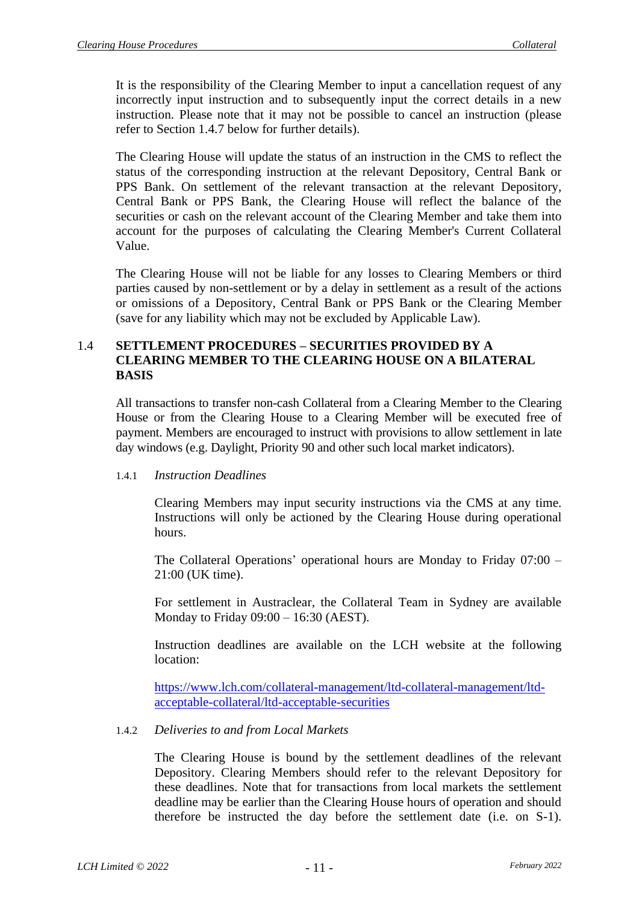It is the responsibility of the Clearing Member to input a cancellation request of any incorrectly input instruction and to subsequently input the correct details in a new instruction. Please note that it may not be possible to cancel an instruction (please refer to Section 1.4.7 below for further details).

The Clearing House will update the status of an instruction in the CMS to reflect the status of the corresponding instruction at the relevant Depository, Central Bank or PPS Bank. On settlement of the relevant transaction at the relevant Depository, Central Bank or PPS Bank, the Clearing House will reflect the balance of the securities or cash on the relevant account of the Clearing Member and take them into account for the purposes of calculating the Clearing Member's Current Collateral Value.

The Clearing House will not be liable for any losses to Clearing Members or third parties caused by non-settlement or by a delay in settlement as a result of the actions or omissions of a Depository, Central Bank or PPS Bank or the Clearing Member (save for any liability which may not be excluded by Applicable Law).

## 1.4 SETTLEMENT PROCEDURES – SECURITIES PROVIDED BY A CLEARING MEMBER TO THE CLEARING HOUSE ON A BILATERAL BASIS

All transactions to transfer non-cash Collateral from a Clearing Member to the Clearing House or from the Clearing House to a Clearing Member will be executed free of payment. Members are encouraged to instruct with provisions to allow settlement in late day windows (e.g. Daylight, Priority 90 and other such local market indicators).

### 1.4.1 *Instruction Deadlines*

Clearing Members may input security instructions via the CMS at any time. Instructions will only be actioned by the Clearing House during operational hours.

The Collateral Operations' operational hours are Monday to Friday 07:00 – 21:00 (UK time).

For settlement in Austraclear, the Collateral Team in Sydney are available Monday to Friday 09:00 – 16:30 (AEST).

Instruction deadlines are available on the LCH website at the following location:

https://www.lch.com/collateral-management/ltd-collateral-management/ltd-acceptable-collateral/ltd-acceptable-securities

### 1.4.2 *Deliveries to and from Local Markets*

The Clearing House is bound by the settlement deadlines of the relevant Depository. Clearing Members should refer to the relevant Depository for these deadlines. Note that for transactions from local markets the settlement deadline may be earlier than the Clearing House hours of operation and should therefore be instructed the day before the settlement date (i.e. on S-1).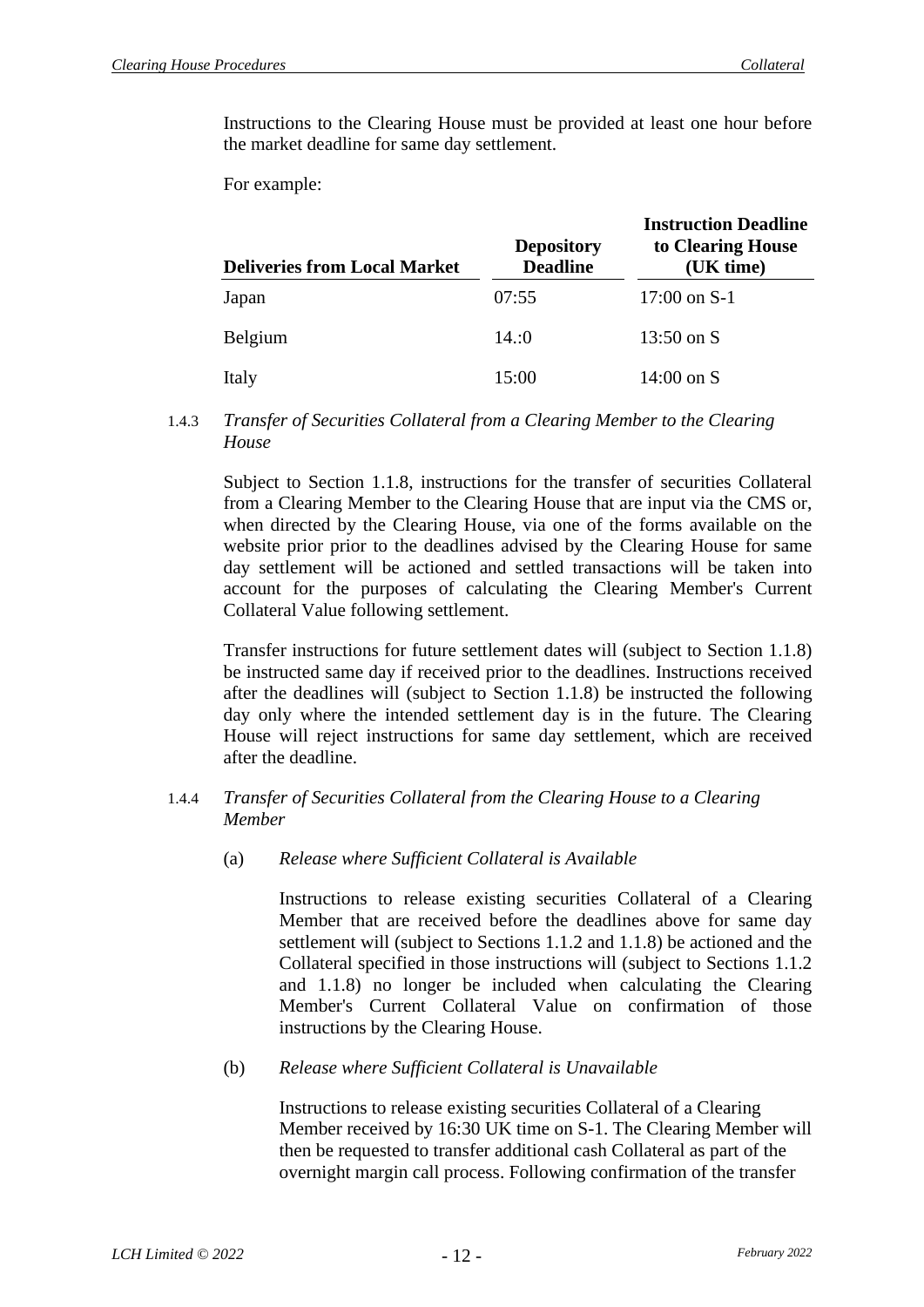Instructions to the Clearing House must be provided at least one hour before the market deadline for same day settlement.

For example:

| Deliveries from Local Market | Depository Deadline | Instruction Deadline to Clearing House (UK time) |
|---|---|---|
| Japan | 07:55 | 17:00 on S-1 |
| Belgium | 14.:0 | 13:50 on S |
| Italy | 15:00 | 14:00 on S |

1.4.3 *Transfer of Securities Collateral from a Clearing Member to the Clearing House*

Subject to Section 1.1.8, instructions for the transfer of securities Collateral from a Clearing Member to the Clearing House that are input via the CMS or, when directed by the Clearing House, via one of the forms available on the website prior prior to the deadlines advised by the Clearing House for same day settlement will be actioned and settled transactions will be taken into account for the purposes of calculating the Clearing Member's Current Collateral Value following settlement.

Transfer instructions for future settlement dates will (subject to Section 1.1.8) be instructed same day if received prior to the deadlines. Instructions received after the deadlines will (subject to Section 1.1.8) be instructed the following day only where the intended settlement day is in the future. The Clearing House will reject instructions for same day settlement, which are received after the deadline.

1.4.4 *Transfer of Securities Collateral from the Clearing House to a Clearing Member*

(a) *Release where Sufficient Collateral is Available*

Instructions to release existing securities Collateral of a Clearing Member that are received before the deadlines above for same day settlement will (subject to Sections 1.1.2 and 1.1.8) be actioned and the Collateral specified in those instructions will (subject to Sections 1.1.2 and 1.1.8) no longer be included when calculating the Clearing Member's Current Collateral Value on confirmation of those instructions by the Clearing House.

(b) *Release where Sufficient Collateral is Unavailable*

Instructions to release existing securities Collateral of a Clearing Member received by 16:30 UK time on S-1. The Clearing Member will then be requested to transfer additional cash Collateral as part of the overnight margin call process. Following confirmation of the transfer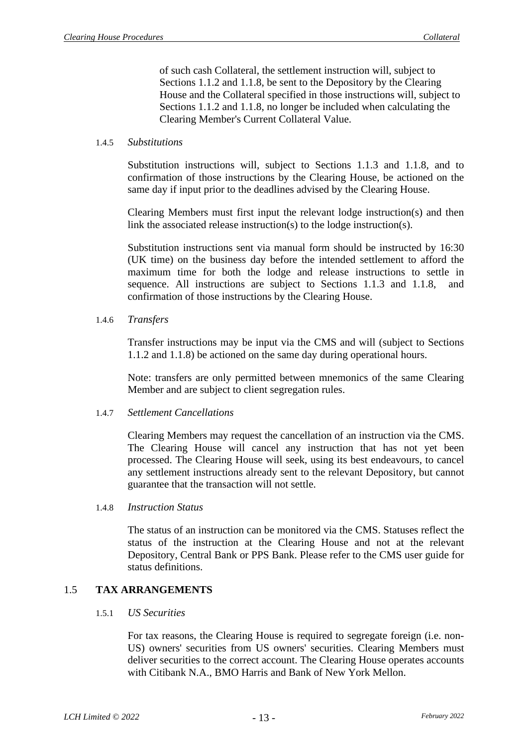of such cash Collateral, the settlement instruction will, subject to Sections 1.1.2 and 1.1.8, be sent to the Depository by the Clearing House and the Collateral specified in those instructions will, subject to Sections 1.1.2 and 1.1.8, no longer be included when calculating the Clearing Member's Current Collateral Value.

#### 1.4.5 *Substitutions*

Substitution instructions will, subject to Sections 1.1.3 and 1.1.8, and to confirmation of those instructions by the Clearing House, be actioned on the same day if input prior to the deadlines advised by the Clearing House.

Clearing Members must first input the relevant lodge instruction(s) and then link the associated release instruction(s) to the lodge instruction(s).

Substitution instructions sent via manual form should be instructed by 16:30 (UK time) on the business day before the intended settlement to afford the maximum time for both the lodge and release instructions to settle in sequence. All instructions are subject to Sections 1.1.3 and 1.1.8, and confirmation of those instructions by the Clearing House.

#### 1.4.6 *Transfers*

Transfer instructions may be input via the CMS and will (subject to Sections 1.1.2 and 1.1.8) be actioned on the same day during operational hours.

Note: transfers are only permitted between mnemonics of the same Clearing Member and are subject to client segregation rules.

#### 1.4.7 *Settlement Cancellations*

Clearing Members may request the cancellation of an instruction via the CMS. The Clearing House will cancel any instruction that has not yet been processed. The Clearing House will seek, using its best endeavours, to cancel any settlement instructions already sent to the relevant Depository, but cannot guarantee that the transaction will not settle.

#### 1.4.8 *Instruction Status*

The status of an instruction can be monitored via the CMS. Statuses reflect the status of the instruction at the Clearing House and not at the relevant Depository, Central Bank or PPS Bank. Please refer to the CMS user guide for status definitions.

### 1.5 TAX ARRANGEMENTS

#### 1.5.1 *US Securities*

For tax reasons, the Clearing House is required to segregate foreign (i.e. non-US) owners' securities from US owners' securities. Clearing Members must deliver securities to the correct account. The Clearing House operates accounts with Citibank N.A., BMO Harris and Bank of New York Mellon.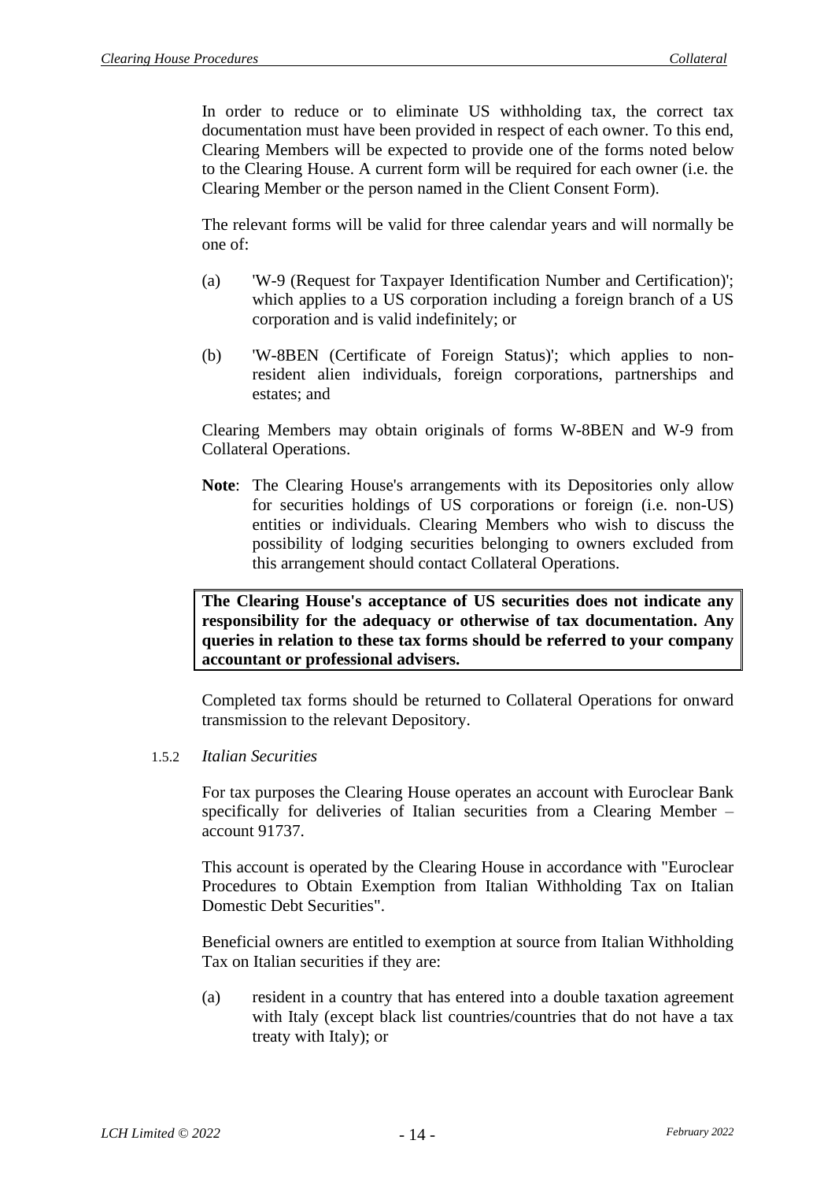In order to reduce or to eliminate US withholding tax, the correct tax documentation must have been provided in respect of each owner. To this end, Clearing Members will be expected to provide one of the forms noted below to the Clearing House. A current form will be required for each owner (i.e. the Clearing Member or the person named in the Client Consent Form).

The relevant forms will be valid for three calendar years and will normally be one of:

(a) 'W-9 (Request for Taxpayer Identification Number and Certification)'; which applies to a US corporation including a foreign branch of a US corporation and is valid indefinitely; or

(b) 'W-8BEN (Certificate of Foreign Status)'; which applies to non-resident alien individuals, foreign corporations, partnerships and estates; and

Clearing Members may obtain originals of forms W-8BEN and W-9 from Collateral Operations.

**Note**: The Clearing House's arrangements with its Depositories only allow for securities holdings of US corporations or foreign (i.e. non-US) entities or individuals. Clearing Members who wish to discuss the possibility of lodging securities belonging to owners excluded from this arrangement should contact Collateral Operations.

**The Clearing House's acceptance of US securities does not indicate any responsibility for the adequacy or otherwise of tax documentation. Any queries in relation to these tax forms should be referred to your company accountant or professional advisers.**

Completed tax forms should be returned to Collateral Operations for onward transmission to the relevant Depository.

1.5.2 *Italian Securities*

For tax purposes the Clearing House operates an account with Euroclear Bank specifically for deliveries of Italian securities from a Clearing Member – account 91737.

This account is operated by the Clearing House in accordance with "Euroclear Procedures to Obtain Exemption from Italian Withholding Tax on Italian Domestic Debt Securities".

Beneficial owners are entitled to exemption at source from Italian Withholding Tax on Italian securities if they are:

(a) resident in a country that has entered into a double taxation agreement with Italy (except black list countries/countries that do not have a tax treaty with Italy); or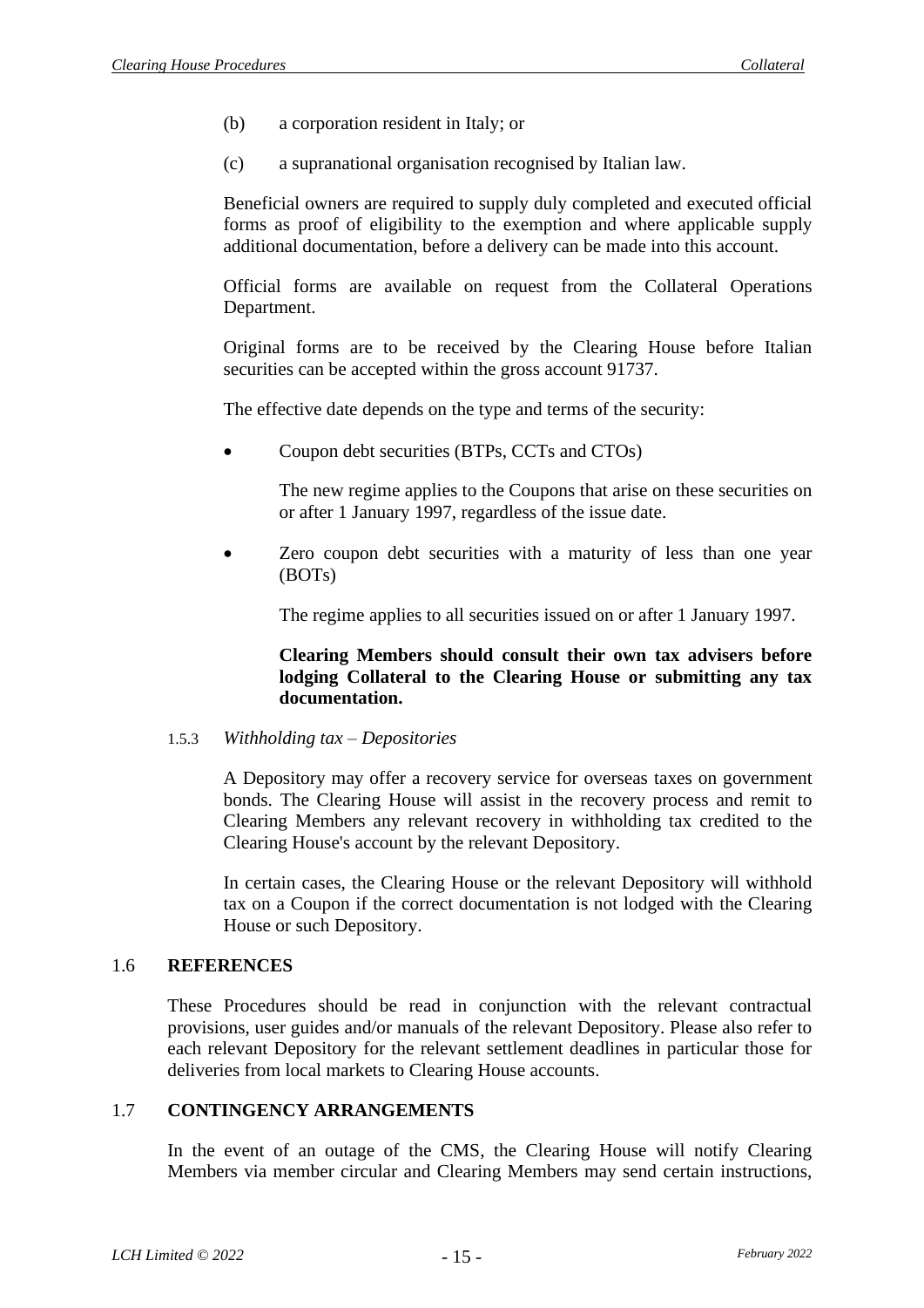(b) a corporation resident in Italy; or

(c) a supranational organisation recognised by Italian law.

Beneficial owners are required to supply duly completed and executed official forms as proof of eligibility to the exemption and where applicable supply additional documentation, before a delivery can be made into this account.

Official forms are available on request from the Collateral Operations Department.

Original forms are to be received by the Clearing House before Italian securities can be accepted within the gross account 91737.

The effective date depends on the type and terms of the security:

- Coupon debt securities (BTPs, CCTs and CTOs)

  The new regime applies to the Coupons that arise on these securities on or after 1 January 1997, regardless of the issue date.

- Zero coupon debt securities with a maturity of less than one year (BOTs)

  The regime applies to all securities issued on or after 1 January 1997.

**Clearing Members should consult their own tax advisers before lodging Collateral to the Clearing House or submitting any tax documentation.**

1.5.3 *Withholding tax – Depositories*

A Depository may offer a recovery service for overseas taxes on government bonds. The Clearing House will assist in the recovery process and remit to Clearing Members any relevant recovery in withholding tax credited to the Clearing House's account by the relevant Depository.

In certain cases, the Clearing House or the relevant Depository will withhold tax on a Coupon if the correct documentation is not lodged with the Clearing House or such Depository.

## 1.6 REFERENCES

These Procedures should be read in conjunction with the relevant contractual provisions, user guides and/or manuals of the relevant Depository. Please also refer to each relevant Depository for the relevant settlement deadlines in particular those for deliveries from local markets to Clearing House accounts.

## 1.7 CONTINGENCY ARRANGEMENTS

In the event of an outage of the CMS, the Clearing House will notify Clearing Members via member circular and Clearing Members may send certain instructions,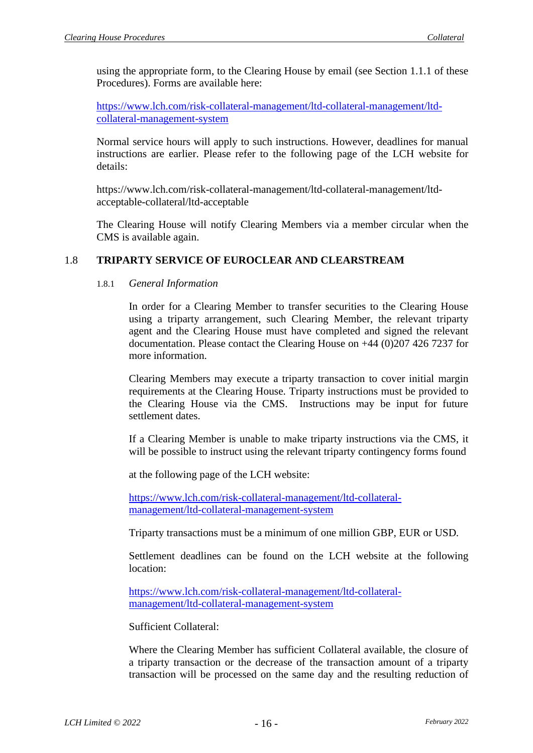using the appropriate form, to the Clearing House by email (see Section 1.1.1 of these Procedures). Forms are available here:

https://www.lch.com/risk-collateral-management/ltd-collateral-management/ltd-collateral-management-system

Normal service hours will apply to such instructions. However, deadlines for manual instructions are earlier. Please refer to the following page of the LCH website for details:

https://www.lch.com/risk-collateral-management/ltd-collateral-management/ltd-acceptable-collateral/ltd-acceptable

The Clearing House will notify Clearing Members via a member circular when the CMS is available again.

## 1.8 TRIPARTY SERVICE OF EUROCLEAR AND CLEARSTREAM

### 1.8.1 *General Information*

In order for a Clearing Member to transfer securities to the Clearing House using a triparty arrangement, such Clearing Member, the relevant triparty agent and the Clearing House must have completed and signed the relevant documentation. Please contact the Clearing House on +44 (0)207 426 7237 for more information.

Clearing Members may execute a triparty transaction to cover initial margin requirements at the Clearing House. Triparty instructions must be provided to the Clearing House via the CMS. Instructions may be input for future settlement dates.

If a Clearing Member is unable to make triparty instructions via the CMS, it will be possible to instruct using the relevant triparty contingency forms found

at the following page of the LCH website:

https://www.lch.com/risk-collateral-management/ltd-collateral-management/ltd-collateral-management-system

Triparty transactions must be a minimum of one million GBP, EUR or USD.

Settlement deadlines can be found on the LCH website at the following location:

https://www.lch.com/risk-collateral-management/ltd-collateral-management/ltd-collateral-management-system

Sufficient Collateral:

Where the Clearing Member has sufficient Collateral available, the closure of a triparty transaction or the decrease of the transaction amount of a triparty transaction will be processed on the same day and the resulting reduction of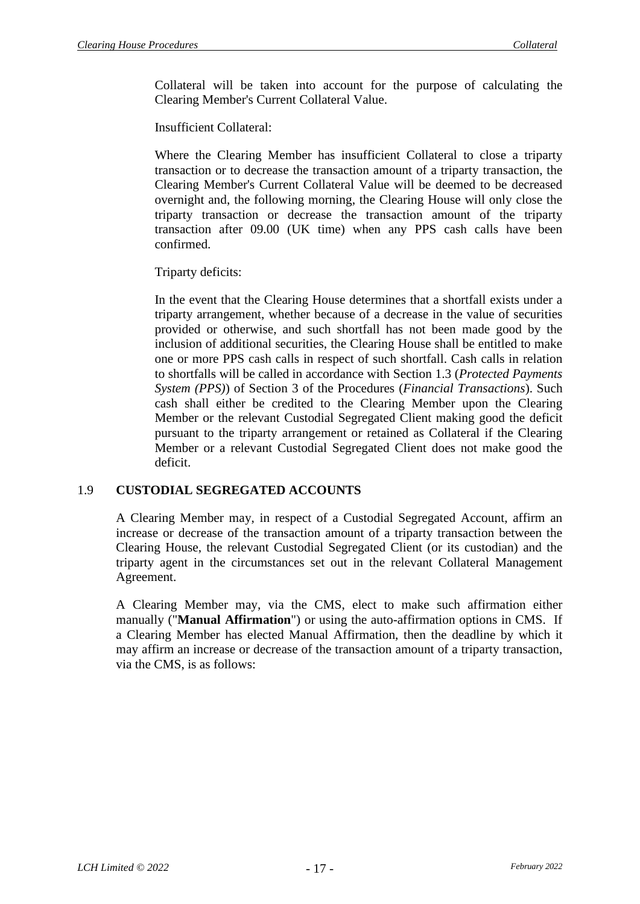Collateral will be taken into account for the purpose of calculating the Clearing Member's Current Collateral Value.

Insufficient Collateral:

Where the Clearing Member has insufficient Collateral to close a triparty transaction or to decrease the transaction amount of a triparty transaction, the Clearing Member's Current Collateral Value will be deemed to be decreased overnight and, the following morning, the Clearing House will only close the triparty transaction or decrease the transaction amount of the triparty transaction after 09.00 (UK time) when any PPS cash calls have been confirmed.

Triparty deficits:

In the event that the Clearing House determines that a shortfall exists under a triparty arrangement, whether because of a decrease in the value of securities provided or otherwise, and such shortfall has not been made good by the inclusion of additional securities, the Clearing House shall be entitled to make one or more PPS cash calls in respect of such shortfall. Cash calls in relation to shortfalls will be called in accordance with Section 1.3 (*Protected Payments System (PPS)*) of Section 3 of the Procedures (*Financial Transactions*). Such cash shall either be credited to the Clearing Member upon the Clearing Member or the relevant Custodial Segregated Client making good the deficit pursuant to the triparty arrangement or retained as Collateral if the Clearing Member or a relevant Custodial Segregated Client does not make good the deficit.

## 1.9 CUSTODIAL SEGREGATED ACCOUNTS

A Clearing Member may, in respect of a Custodial Segregated Account, affirm an increase or decrease of the transaction amount of a triparty transaction between the Clearing House, the relevant Custodial Segregated Client (or its custodian) and the triparty agent in the circumstances set out in the relevant Collateral Management Agreement.

A Clearing Member may, via the CMS, elect to make such affirmation either manually ("**Manual Affirmation**") or using the auto-affirmation options in CMS. If a Clearing Member has elected Manual Affirmation, then the deadline by which it may affirm an increase or decrease of the transaction amount of a triparty transaction, via the CMS, is as follows: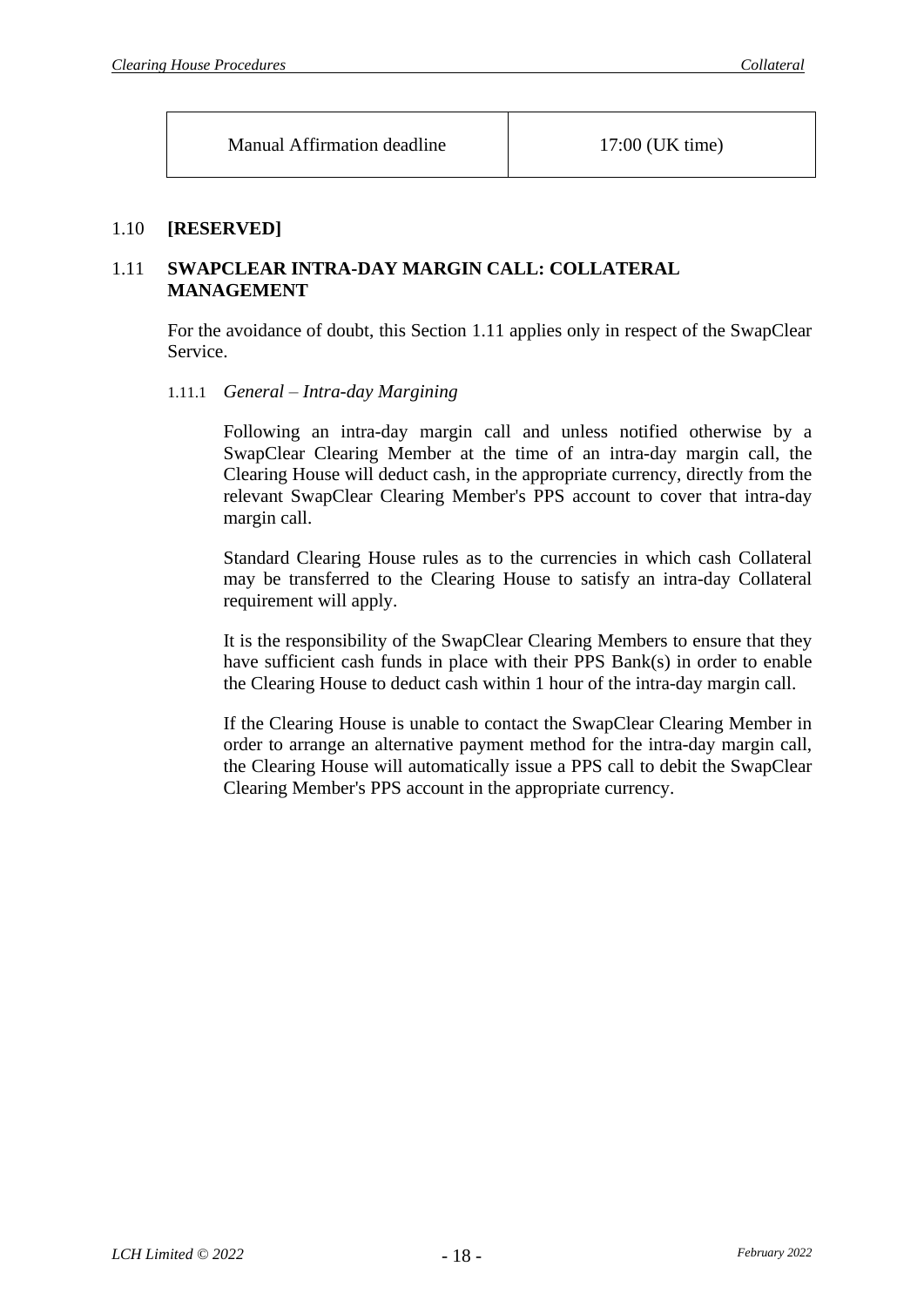| Manual Affirmation deadline | 17:00 (UK time) |
|---|---|

## 1.10 **[RESERVED]**

## 1.11 **SWAPCLEAR INTRA-DAY MARGIN CALL: COLLATERAL MANAGEMENT**

For the avoidance of doubt, this Section 1.11 applies only in respect of the SwapClear Service.

### 1.11.1 *General – Intra-day Margining*

Following an intra-day margin call and unless notified otherwise by a SwapClear Clearing Member at the time of an intra-day margin call, the Clearing House will deduct cash, in the appropriate currency, directly from the relevant SwapClear Clearing Member's PPS account to cover that intra-day margin call.

Standard Clearing House rules as to the currencies in which cash Collateral may be transferred to the Clearing House to satisfy an intra-day Collateral requirement will apply.

It is the responsibility of the SwapClear Clearing Members to ensure that they have sufficient cash funds in place with their PPS Bank(s) in order to enable the Clearing House to deduct cash within 1 hour of the intra-day margin call.

If the Clearing House is unable to contact the SwapClear Clearing Member in order to arrange an alternative payment method for the intra-day margin call, the Clearing House will automatically issue a PPS call to debit the SwapClear Clearing Member's PPS account in the appropriate currency.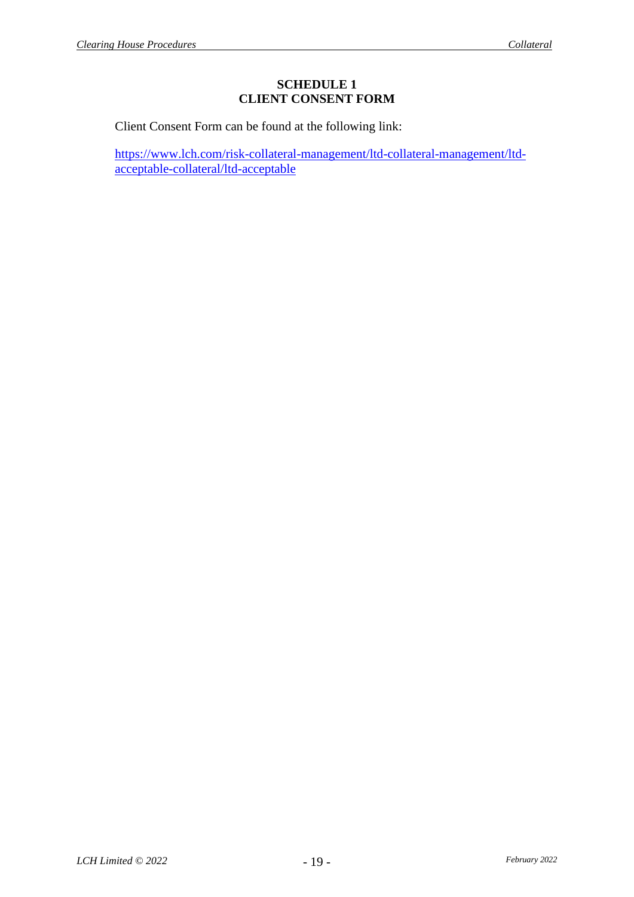## SCHEDULE 1
## CLIENT CONSENT FORM

Client Consent Form can be found at the following link:

[https://www.lch.com/risk-collateral-management/ltd-collateral-management/ltd-acceptable-collateral/ltd-acceptable](https://www.lch.com/risk-collateral-management/ltd-collateral-management/ltd-acceptable-collateral/ltd-acceptable)